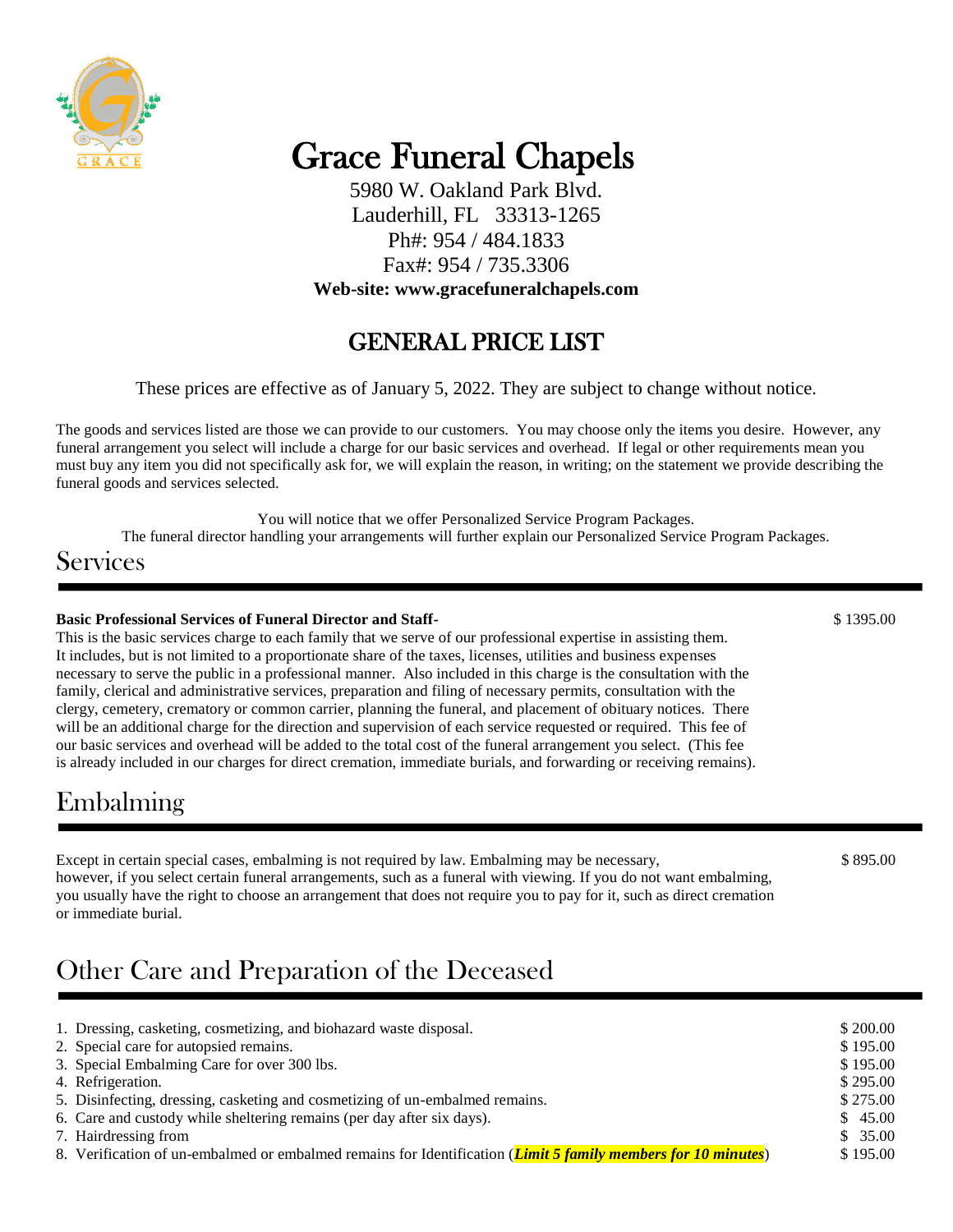# Grace Funeral Chapels

5980 W. Oakland Park Blvd.
Lauderhill, FL 33313-1265
Ph#: 954 / 484.1833
Fax#: 954 / 735.3306
**Web-site: www.gracefuneralchapels.com**

## GENERAL PRICE LIST

These prices are effective as of January 5, 2022. They are subject to change without notice.

The goods and services listed are those we can provide to our customers. You may choose only the items you desire. However, any funeral arrangement you select will include a charge for our basic services and overhead. If legal or other requirements mean you must buy any item you did not specifically ask for, we will explain the reason, in writing; on the statement we provide describing the funeral goods and services selected.

You will notice that we offer Personalized Service Program Packages.
The funeral director handling your arrangements will further explain our Personalized Service Program Packages.

## Services

**Basic Professional Services of Funeral Director and Staff-** $ 1395.00

This is the basic services charge to each family that we serve of our professional expertise in assisting them. It includes, but is not limited to a proportionate share of the taxes, licenses, utilities and business expenses necessary to serve the public in a professional manner. Also included in this charge is the consultation with the family, clerical and administrative services, preparation and filing of necessary permits, consultation with the clergy, cemetery, crematory or common carrier, planning the funeral, and placement of obituary notices. There will be an additional charge for the direction and supervision of each service requested or required. This fee of our basic services and overhead will be added to the total cost of the funeral arrangement you select. (This fee is already included in our charges for direct cremation, immediate burials, and forwarding or receiving remains).

## Embalming

Except in certain special cases, embalming is not required by law. Embalming may be necessary, however, if you select certain funeral arrangements, such as a funeral with viewing. If you do not want embalming, you usually have the right to choose an arrangement that does not require you to pay for it, such as direct cremation or immediate burial. $ 895.00

## Other Care and Preparation of the Deceased

| Item | Price |
|---|---|
| 1. Dressing, casketing, cosmetizing, and biohazard waste disposal. | $ 200.00 |
| 2. Special care for autopsied remains. | $ 195.00 |
| 3. Special Embalming Care for over 300 lbs. | $ 195.00 |
| 4. Refrigeration. | $ 295.00 |
| 5. Disinfecting, dressing, casketing and cosmetizing of un-embalmed remains. | $ 275.00 |
| 6. Care and custody while sheltering remains (per day after six days). | $ 45.00 |
| 7. Hairdressing from | $ 35.00 |
| 8. Verification of un-embalmed or embalmed remains for Identification (***Limit 5 family members for 10 minutes***) | $ 195.00 |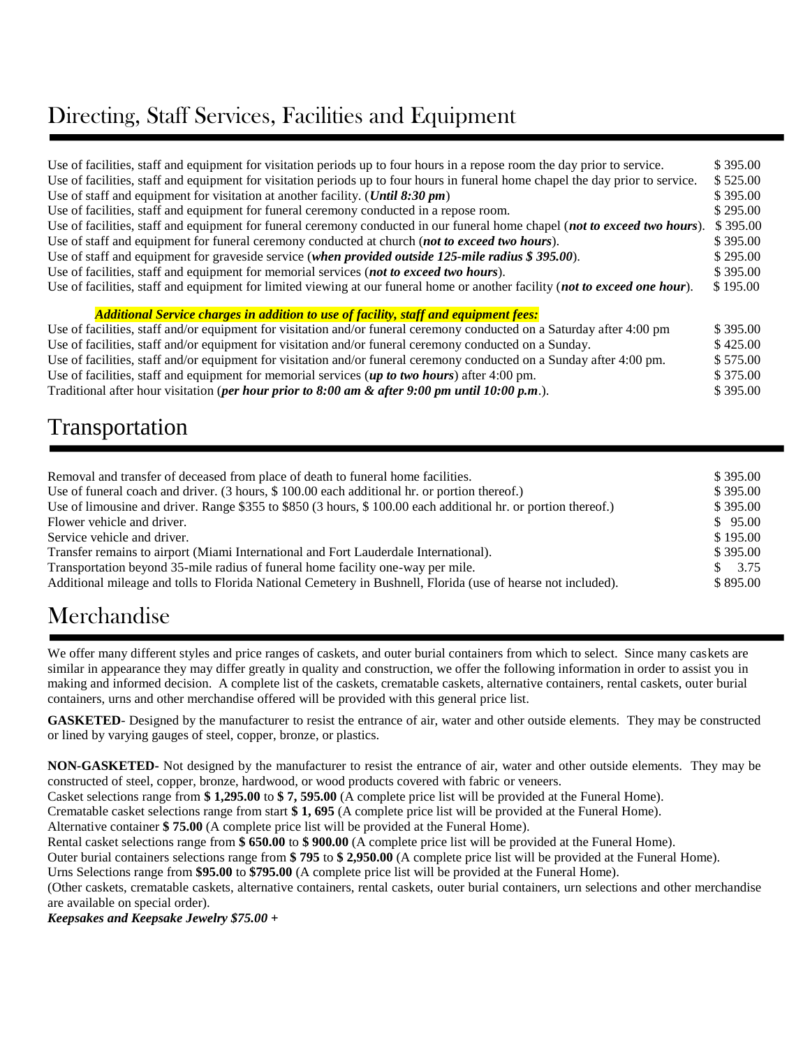# Directing, Staff Services, Facilities and Equipment

| | |
|---|---|
| Use of facilities, staff and equipment for visitation periods up to four hours in a repose room the day prior to service. | $ 395.00 |
| Use of facilities, staff and equipment for visitation periods up to four hours in funeral home chapel the day prior to service. | $ 525.00 |
| Use of staff and equipment for visitation at another facility. (***Until 8:30 pm***) | $ 395.00 |
| Use of facilities, staff and equipment for funeral ceremony conducted in a repose room. | $ 295.00 |
| Use of facilities, staff and equipment for funeral ceremony conducted in our funeral home chapel (***not to exceed two hours***). | $ 395.00 |
| Use of staff and equipment for funeral ceremony conducted at church (***not to exceed two hours***). | $ 395.00 |
| Use of staff and equipment for graveside service (***when provided outside 125-mile radius $ 395.00***). | $ 295.00 |
| Use of facilities, staff and equipment for memorial services (***not to exceed two hours***). | $ 395.00 |
| Use of facilities, staff and equipment for limited viewing at our funeral home or another facility (***not to exceed one hour***). | $ 195.00 |

***Additional Service charges in addition to use of facility, staff and equipment fees:***

| | |
|---|---|
| Use of facilities, staff and/or equipment for visitation and/or funeral ceremony conducted on a Saturday after 4:00 pm | $ 395.00 |
| Use of facilities, staff and/or equipment for visitation and/or funeral ceremony conducted on a Sunday. | $ 425.00 |
| Use of facilities, staff and/or equipment for visitation and/or funeral ceremony conducted on a Sunday after 4:00 pm. | $ 575.00 |
| Use of facilities, staff and equipment for memorial services (***up to two hours***) after 4:00 pm. | $ 375.00 |
| Traditional after hour visitation (***per hour prior to 8:00 am & after 9:00 pm until 10:00 p.m***.). | $ 395.00 |

# Transportation

| | |
|---|---|
| Removal and transfer of deceased from place of death to funeral home facilities. | $ 395.00 |
| Use of funeral coach and driver. (3 hours, $ 100.00 each additional hr. or portion thereof.) | $ 395.00 |
| Use of limousine and driver. Range $355 to $850 (3 hours, $ 100.00 each additional hr. or portion thereof.) | $ 395.00 |
| Flower vehicle and driver. | $ 95.00 |
| Service vehicle and driver. | $ 195.00 |
| Transfer remains to airport (Miami International and Fort Lauderdale International). | $ 395.00 |
| Transportation beyond 35-mile radius of funeral home facility one-way per mile. | $ 3.75 |
| Additional mileage and tolls to Florida National Cemetery in Bushnell, Florida (use of hearse not included). | $ 895.00 |

# Merchandise

We offer many different styles and price ranges of caskets, and outer burial containers from which to select. Since many caskets are similar in appearance they may differ greatly in quality and construction, we offer the following information in order to assist you in making and informed decision. A complete list of the caskets, crematable caskets, alternative containers, rental caskets, outer burial containers, urns and other merchandise offered will be provided with this general price list.

**GASKETED**- Designed by the manufacturer to resist the entrance of air, water and other outside elements. They may be constructed or lined by varying gauges of steel, copper, bronze, or plastics.

**NON-GASKETED-** Not designed by the manufacturer to resist the entrance of air, water and other outside elements. They may be constructed of steel, copper, bronze, hardwood, or wood products covered with fabric or veneers.
Casket selections range from **$ 1,295.00** to **$ 7, 595.00** (A complete price list will be provided at the Funeral Home).
Crematable casket selections range from start **$ 1, 695** (A complete price list will be provided at the Funeral Home).
Alternative container **$ 75.00** (A complete price list will be provided at the Funeral Home).
Rental casket selections range from **$ 650.00** to **$ 900.00** (A complete price list will be provided at the Funeral Home).
Outer burial containers selections range from **$ 795** to **$ 2,950.00** (A complete price list will be provided at the Funeral Home).
Urns Selections range from **$95.00** to **$795.00** (A complete price list will be provided at the Funeral Home).
(Other caskets, crematable caskets, alternative containers, rental caskets, outer burial containers, urn selections and other merchandise are available on special order).
***Keepsakes and Keepsake Jewelry $75.00 +***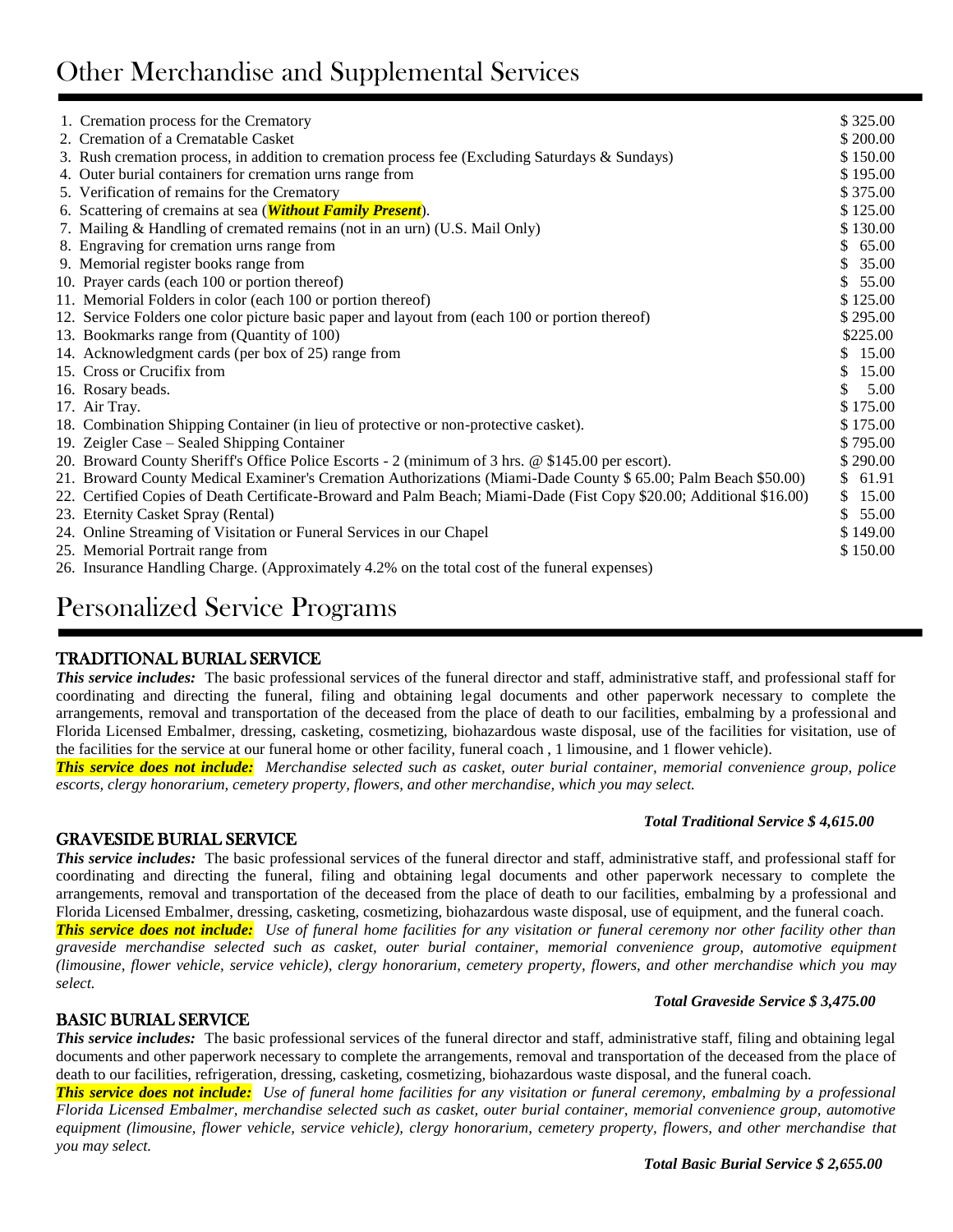# Other Merchandise and Supplemental Services

| | |
|---|---|
| 1. Cremation process for the Crematory | $ 325.00 |
| 2. Cremation of a Crematable Casket | $ 200.00 |
| 3. Rush cremation process, in addition to cremation process fee (Excluding Saturdays & Sundays) | $ 150.00 |
| 4. Outer burial containers for cremation urns range from | $ 195.00 |
| 5. Verification of remains for the Crematory | $ 375.00 |
| 6. Scattering of cremains at sea (***Without Family Present***). | $ 125.00 |
| 7. Mailing & Handling of cremated remains (not in an urn) (U.S. Mail Only) | $ 130.00 |
| 8. Engraving for cremation urns range from | $ 65.00 |
| 9. Memorial register books range from | $ 35.00 |
| 10. Prayer cards (each 100 or portion thereof) | $ 55.00 |
| 11. Memorial Folders in color (each 100 or portion thereof) | $ 125.00 |
| 12. Service Folders one color picture basic paper and layout from (each 100 or portion thereof) | $ 295.00 |
| 13. Bookmarks range from (Quantity of 100) | $225.00 |
| 14. Acknowledgment cards (per box of 25) range from | $ 15.00 |
| 15. Cross or Crucifix from | $ 15.00 |
| 16. Rosary beads. | $ 5.00 |
| 17. Air Tray. | $ 175.00 |
| 18. Combination Shipping Container (in lieu of protective or non-protective casket). | $ 175.00 |
| 19. Zeigler Case – Sealed Shipping Container | $ 795.00 |
| 20. Broward County Sheriff's Office Police Escorts - 2 (minimum of 3 hrs. @ $145.00 per escort). | $ 290.00 |
| 21. Broward County Medical Examiner's Cremation Authorizations (Miami-Dade County $ 65.00; Palm Beach $50.00) | $ 61.91 |
| 22. Certified Copies of Death Certificate-Broward and Palm Beach; Miami-Dade (Fist Copy $20.00; Additional $16.00) | $ 15.00 |
| 23. Eternity Casket Spray (Rental) | $ 55.00 |
| 24. Online Streaming of Visitation or Funeral Services in our Chapel | $ 149.00 |
| 25. Memorial Portrait range from | $ 150.00 |
| 26. Insurance Handling Charge. (Approximately 4.2% on the total cost of the funeral expenses) | |

# Personalized Service Programs

## TRADITIONAL BURIAL SERVICE

***This service includes:*** The basic professional services of the funeral director and staff, administrative staff, and professional staff for coordinating and directing the funeral, filing and obtaining legal documents and other paperwork necessary to complete the arrangements, removal and transportation of the deceased from the place of death to our facilities, embalming by a professional and Florida Licensed Embalmer, dressing, casketing, cosmetizing, biohazardous waste disposal, use of the facilities for visitation, use of the facilities for the service at our funeral home or other facility, funeral coach , 1 limousine, and 1 flower vehicle).

***This service does not include:*** *Merchandise selected such as casket, outer burial container, memorial convenience group, police escorts, clergy honorarium, cemetery property, flowers, and other merchandise, which you may select.*

***Total Traditional Service $ 4,615.00***

## GRAVESIDE BURIAL SERVICE

***This service includes:*** The basic professional services of the funeral director and staff, administrative staff, and professional staff for coordinating and directing the funeral, filing and obtaining legal documents and other paperwork necessary to complete the arrangements, removal and transportation of the deceased from the place of death to our facilities, embalming by a professional and Florida Licensed Embalmer, dressing, casketing, cosmetizing, biohazardous waste disposal, use of equipment, and the funeral coach.

***This service does not include:*** *Use of funeral home facilities for any visitation or funeral ceremony nor other facility other than graveside merchandise selected such as casket, outer burial container, memorial convenience group, automotive equipment (limousine, flower vehicle, service vehicle), clergy honorarium, cemetery property, flowers, and other merchandise which you may select.*

***Total Graveside Service $ 3,475.00***

## BASIC BURIAL SERVICE

***This service includes:*** The basic professional services of the funeral director and staff, administrative staff, filing and obtaining legal documents and other paperwork necessary to complete the arrangements, removal and transportation of the deceased from the place of death to our facilities, refrigeration, dressing, casketing, cosmetizing, biohazardous waste disposal, and the funeral coach.

***This service does not include:*** *Use of funeral home facilities for any visitation or funeral ceremony, embalming by a professional Florida Licensed Embalmer, merchandise selected such as casket, outer burial container, memorial convenience group, automotive equipment (limousine, flower vehicle, service vehicle), clergy honorarium, cemetery property, flowers, and other merchandise that you may select.*

***Total Basic Burial Service $ 2,655.00***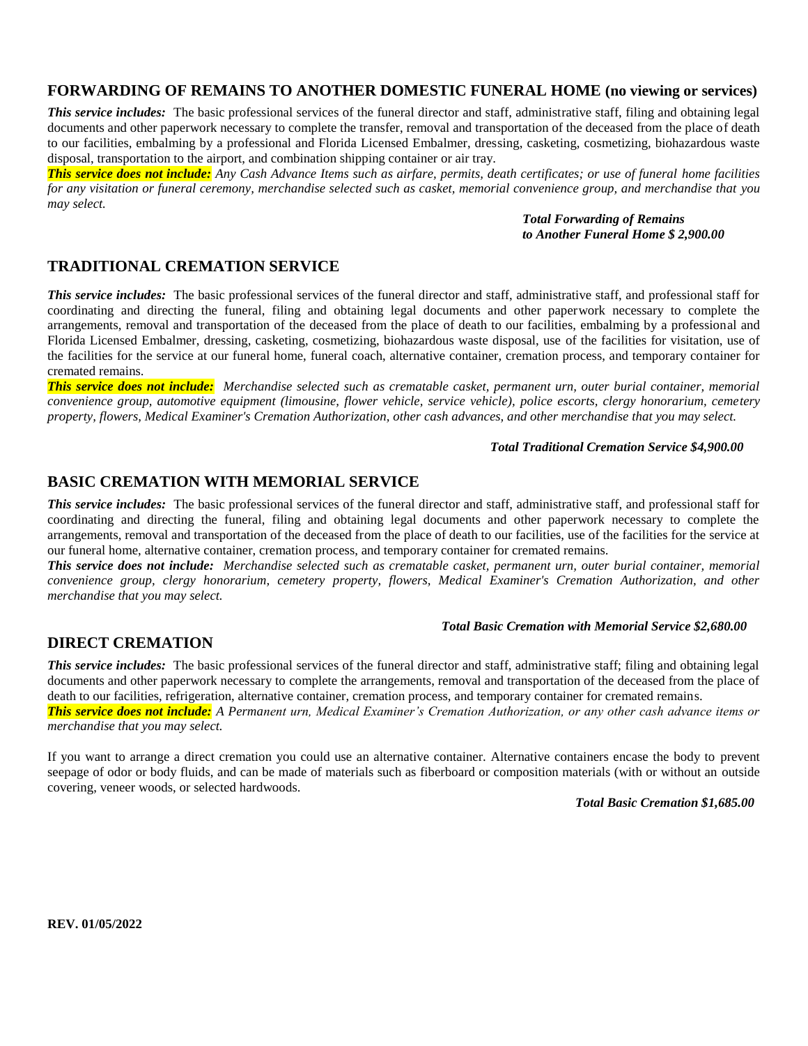## FORWARDING OF REMAINS TO ANOTHER DOMESTIC FUNERAL HOME (no viewing or services)

***This service includes:*** The basic professional services of the funeral director and staff, administrative staff, filing and obtaining legal documents and other paperwork necessary to complete the transfer, removal and transportation of the deceased from the place of death to our facilities, embalming by a professional and Florida Licensed Embalmer, dressing, casketing, cosmetizing, biohazardous waste disposal, transportation to the airport, and combination shipping container or air tray.

***This service does not include:*** *Any Cash Advance Items such as airfare, permits, death certificates; or use of funeral home facilities for any visitation or funeral ceremony, merchandise selected such as casket, memorial convenience group, and merchandise that you may select.*

***Total Forwarding of Remains to Another Funeral Home $ 2,900.00***

## TRADITIONAL CREMATION SERVICE

***This service includes:*** The basic professional services of the funeral director and staff, administrative staff, and professional staff for coordinating and directing the funeral, filing and obtaining legal documents and other paperwork necessary to complete the arrangements, removal and transportation of the deceased from the place of death to our facilities, embalming by a professional and Florida Licensed Embalmer, dressing, casketing, cosmetizing, biohazardous waste disposal, use of the facilities for visitation, use of the facilities for the service at our funeral home, funeral coach, alternative container, cremation process, and temporary container for cremated remains.

***This service does not include:*** *Merchandise selected such as crematable casket, permanent urn, outer burial container, memorial convenience group, automotive equipment (limousine, flower vehicle, service vehicle), police escorts, clergy honorarium, cemetery property, flowers, Medical Examiner's Cremation Authorization, other cash advances, and other merchandise that you may select.*

***Total Traditional Cremation Service $4,900.00***

## BASIC CREMATION WITH MEMORIAL SERVICE

***This service includes:*** The basic professional services of the funeral director and staff, administrative staff, and professional staff for coordinating and directing the funeral, filing and obtaining legal documents and other paperwork necessary to complete the arrangements, removal and transportation of the deceased from the place of death to our facilities, use of the facilities for the service at our funeral home, alternative container, cremation process, and temporary container for cremated remains.

***This service does not include:*** *Merchandise selected such as crematable casket, permanent urn, outer burial container, memorial convenience group, clergy honorarium, cemetery property, flowers, Medical Examiner's Cremation Authorization, and other merchandise that you may select.*

***Total Basic Cremation with Memorial Service $2,680.00***

## DIRECT CREMATION

***This service includes:*** The basic professional services of the funeral director and staff, administrative staff; filing and obtaining legal documents and other paperwork necessary to complete the arrangements, removal and transportation of the deceased from the place of death to our facilities, refrigeration, alternative container, cremation process, and temporary container for cremated remains.

***This service does not include:*** *A Permanent urn, Medical Examiner's Cremation Authorization, or any other cash advance items or merchandise that you may select.*

If you want to arrange a direct cremation you could use an alternative container. Alternative containers encase the body to prevent seepage of odor or body fluids, and can be made of materials such as fiberboard or composition materials (with or without an outside covering, veneer woods, or selected hardwoods.

***Total Basic Cremation $1,685.00***

**REV. 01/05/2022**